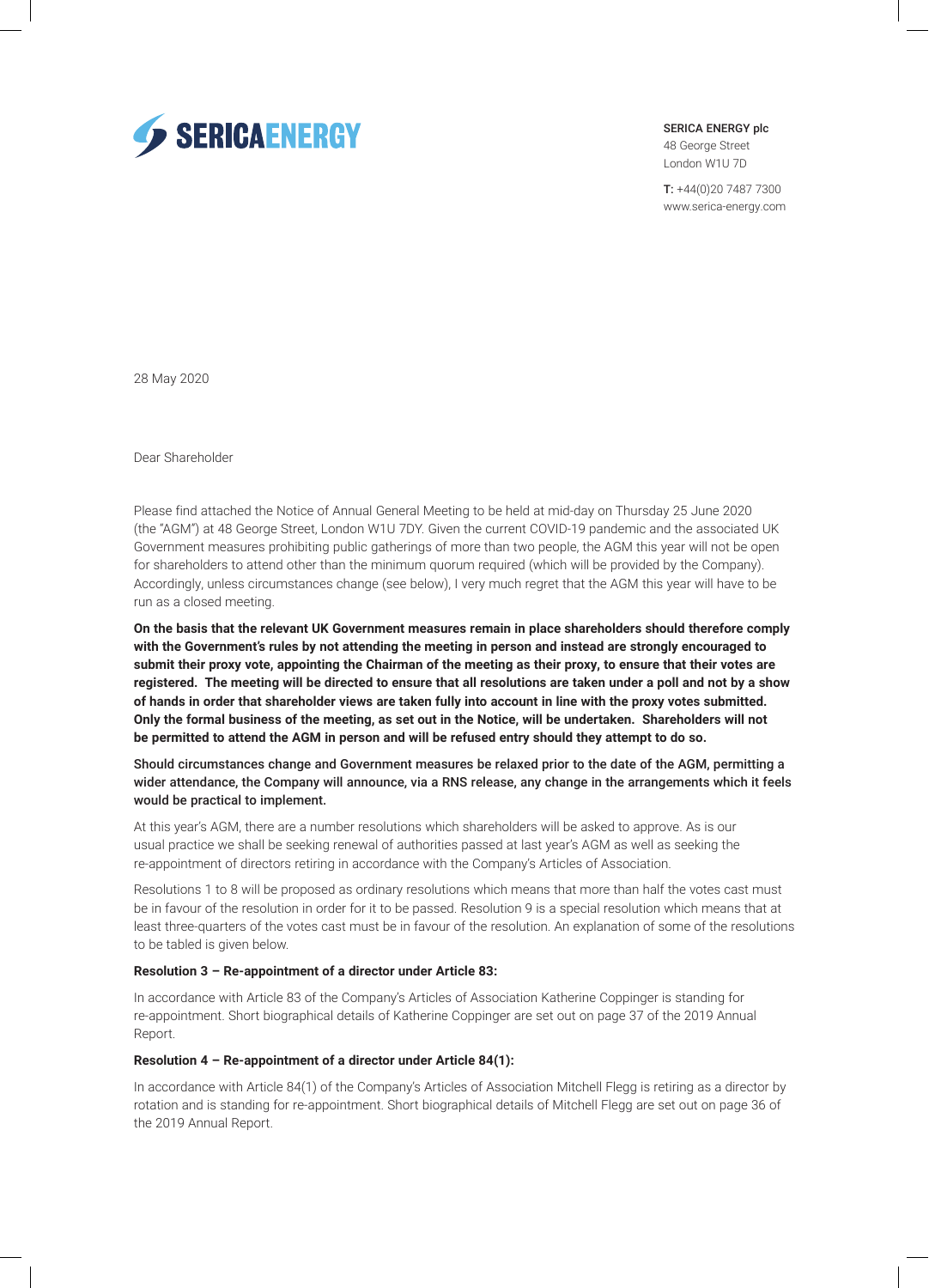SERICAENERGY

**SERICA ENERGY plc**
48 George Street
London W1U 7D

**T:** +44(0)20 7487 7300
www.serica-energy.com

28 May 2020

Dear Shareholder

Please find attached the Notice of Annual General Meeting to be held at mid-day on Thursday 25 June 2020 (the "AGM") at 48 George Street, London W1U 7DY. Given the current COVID-19 pandemic and the associated UK Government measures prohibiting public gatherings of more than two people, the AGM this year will not be open for shareholders to attend other than the minimum quorum required (which will be provided by the Company). Accordingly, unless circumstances change (see below), I very much regret that the AGM this year will have to be run as a closed meeting.

**On the basis that the relevant UK Government measures remain in place shareholders should therefore comply with the Government's rules by not attending the meeting in person and instead are strongly encouraged to submit their proxy vote, appointing the Chairman of the meeting as their proxy, to ensure that their votes are registered. The meeting will be directed to ensure that all resolutions are taken under a poll and not by a show of hands in order that shareholder views are taken fully into account in line with the proxy votes submitted. Only the formal business of the meeting, as set out in the Notice, will be undertaken. Shareholders will not be permitted to attend the AGM in person and will be refused entry should they attempt to do so.**

**Should circumstances change and Government measures be relaxed prior to the date of the AGM, permitting a wider attendance, the Company will announce, via a RNS release, any change in the arrangements which it feels would be practical to implement.**

At this year's AGM, there are a number resolutions which shareholders will be asked to approve. As is our usual practice we shall be seeking renewal of authorities passed at last year's AGM as well as seeking the re-appointment of directors retiring in accordance with the Company's Articles of Association.

Resolutions 1 to 8 will be proposed as ordinary resolutions which means that more than half the votes cast must be in favour of the resolution in order for it to be passed. Resolution 9 is a special resolution which means that at least three-quarters of the votes cast must be in favour of the resolution. An explanation of some of the resolutions to be tabled is given below.

**Resolution 3 – Re-appointment of a director under Article 83:**

In accordance with Article 83 of the Company's Articles of Association Katherine Coppinger is standing for re-appointment. Short biographical details of Katherine Coppinger are set out on page 37 of the 2019 Annual Report.

**Resolution 4 – Re-appointment of a director under Article 84(1):**

In accordance with Article 84(1) of the Company's Articles of Association Mitchell Flegg is retiring as a director by rotation and is standing for re-appointment. Short biographical details of Mitchell Flegg are set out on page 36 of the 2019 Annual Report.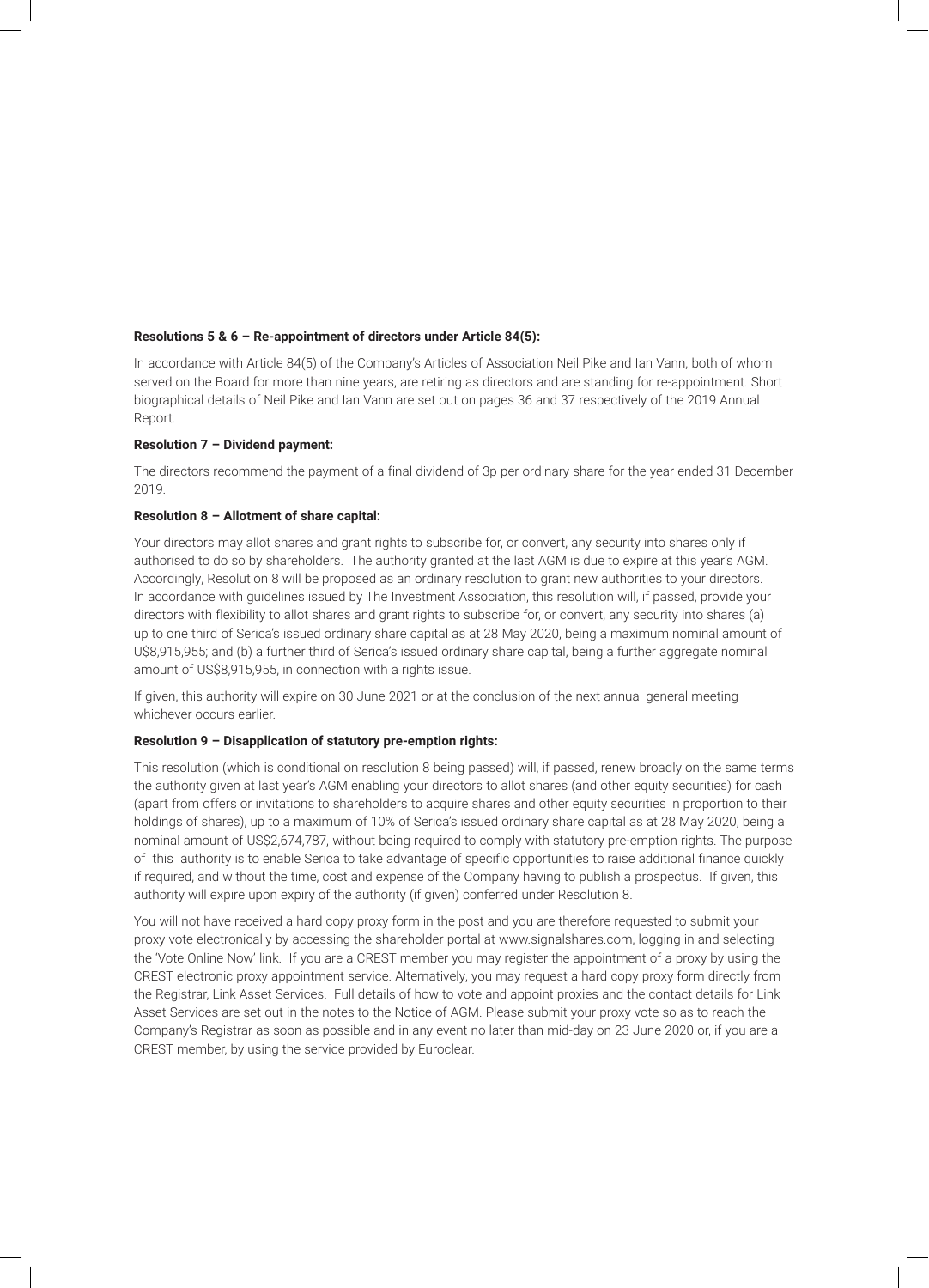**Resolutions 5 & 6 – Re-appointment of directors under Article 84(5):**

In accordance with Article 84(5) of the Company's Articles of Association Neil Pike and Ian Vann, both of whom served on the Board for more than nine years, are retiring as directors and are standing for re-appointment. Short biographical details of Neil Pike and Ian Vann are set out on pages 36 and 37 respectively of the 2019 Annual Report.

**Resolution 7 – Dividend payment:**

The directors recommend the payment of a final dividend of 3p per ordinary share for the year ended 31 December 2019.

**Resolution 8 – Allotment of share capital:**

Your directors may allot shares and grant rights to subscribe for, or convert, any security into shares only if authorised to do so by shareholders. The authority granted at the last AGM is due to expire at this year's AGM. Accordingly, Resolution 8 will be proposed as an ordinary resolution to grant new authorities to your directors. In accordance with guidelines issued by The Investment Association, this resolution will, if passed, provide your directors with flexibility to allot shares and grant rights to subscribe for, or convert, any security into shares (a) up to one third of Serica's issued ordinary share capital as at 28 May 2020, being a maximum nominal amount of U$8,915,955; and (b) a further third of Serica's issued ordinary share capital, being a further aggregate nominal amount of US$8,915,955, in connection with a rights issue.

If given, this authority will expire on 30 June 2021 or at the conclusion of the next annual general meeting whichever occurs earlier.

**Resolution 9 – Disapplication of statutory pre-emption rights:**

This resolution (which is conditional on resolution 8 being passed) will, if passed, renew broadly on the same terms the authority given at last year's AGM enabling your directors to allot shares (and other equity securities) for cash (apart from offers or invitations to shareholders to acquire shares and other equity securities in proportion to their holdings of shares), up to a maximum of 10% of Serica's issued ordinary share capital as at 28 May 2020, being a nominal amount of US$2,674,787, without being required to comply with statutory pre-emption rights. The purpose of this authority is to enable Serica to take advantage of specific opportunities to raise additional finance quickly if required, and without the time, cost and expense of the Company having to publish a prospectus. If given, this authority will expire upon expiry of the authority (if given) conferred under Resolution 8.

You will not have received a hard copy proxy form in the post and you are therefore requested to submit your proxy vote electronically by accessing the shareholder portal at www.signalshares.com, logging in and selecting the 'Vote Online Now' link. If you are a CREST member you may register the appointment of a proxy by using the CREST electronic proxy appointment service. Alternatively, you may request a hard copy proxy form directly from the Registrar, Link Asset Services. Full details of how to vote and appoint proxies and the contact details for Link Asset Services are set out in the notes to the Notice of AGM. Please submit your proxy vote so as to reach the Company's Registrar as soon as possible and in any event no later than mid-day on 23 June 2020 or, if you are a CREST member, by using the service provided by Euroclear.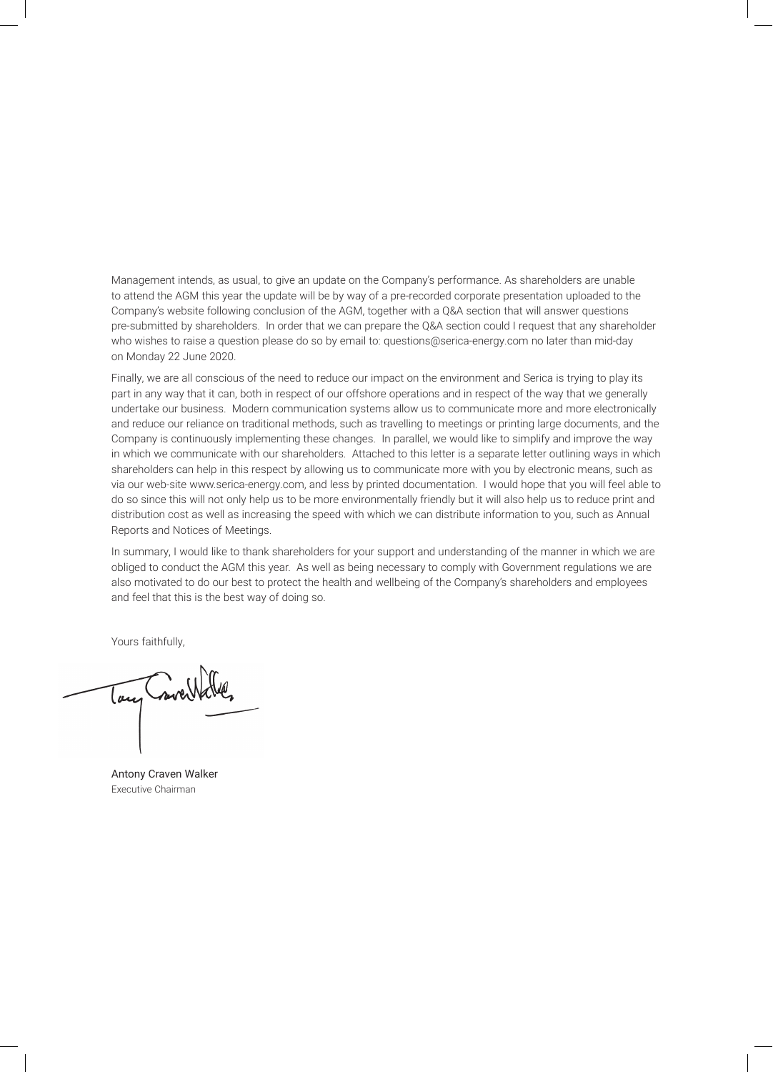Management intends, as usual, to give an update on the Company's performance. As shareholders are unable to attend the AGM this year the update will be by way of a pre-recorded corporate presentation uploaded to the Company's website following conclusion of the AGM, together with a Q&A section that will answer questions pre-submitted by shareholders. In order that we can prepare the Q&A section could I request that any shareholder who wishes to raise a question please do so by email to: questions@serica-energy.com no later than mid-day on Monday 22 June 2020.

Finally, we are all conscious of the need to reduce our impact on the environment and Serica is trying to play its part in any way that it can, both in respect of our offshore operations and in respect of the way that we generally undertake our business. Modern communication systems allow us to communicate more and more electronically and reduce our reliance on traditional methods, such as travelling to meetings or printing large documents, and the Company is continuously implementing these changes. In parallel, we would like to simplify and improve the way in which we communicate with our shareholders. Attached to this letter is a separate letter outlining ways in which shareholders can help in this respect by allowing us to communicate more with you by electronic means, such as via our web-site www.serica-energy.com, and less by printed documentation. I would hope that you will feel able to do so since this will not only help us to be more environmentally friendly but it will also help us to reduce print and distribution cost as well as increasing the speed with which we can distribute information to you, such as Annual Reports and Notices of Meetings.

In summary, I would like to thank shareholders for your support and understanding of the manner in which we are obliged to conduct the AGM this year. As well as being necessary to comply with Government regulations we are also motivated to do our best to protect the health and wellbeing of the Company's shareholders and employees and feel that this is the best way of doing so.

Yours faithfully,

Antony Craven Walker
Executive Chairman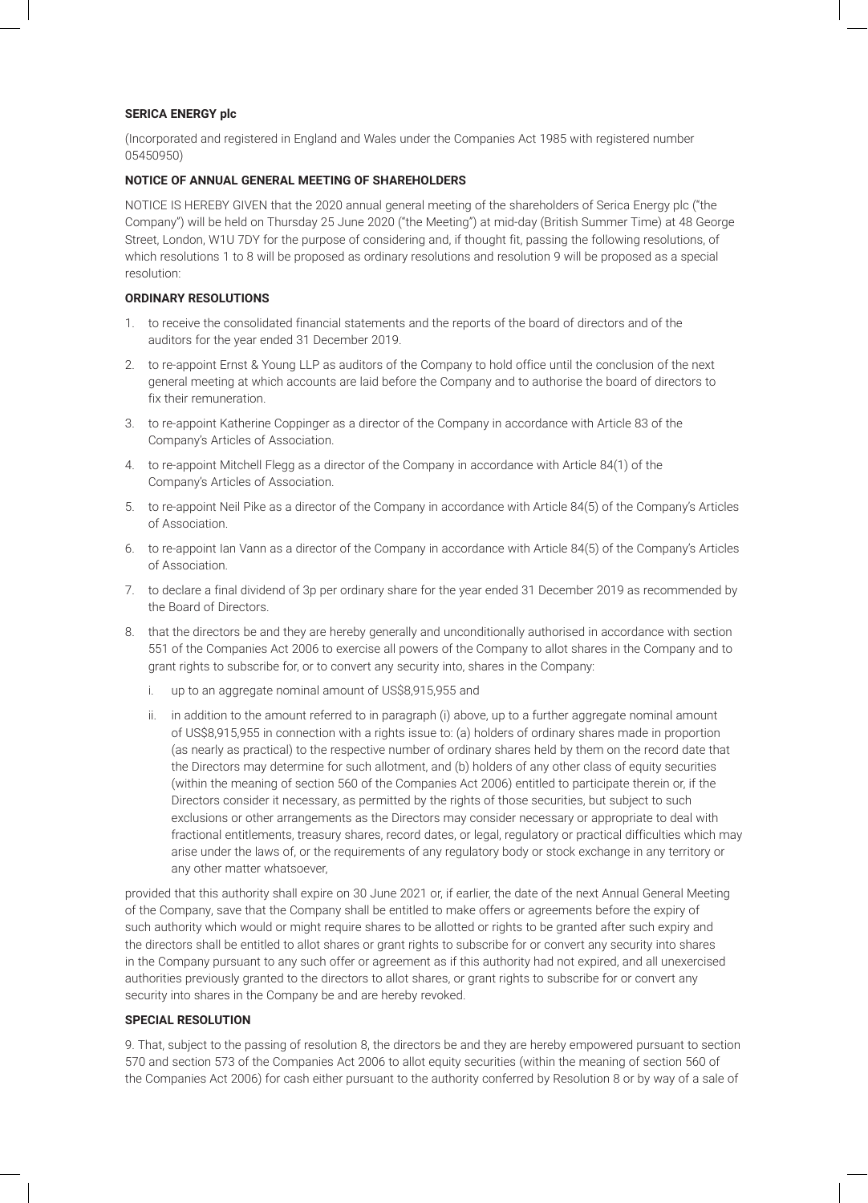**SERICA ENERGY plc**

(Incorporated and registered in England and Wales under the Companies Act 1985 with registered number 05450950)

**NOTICE OF ANNUAL GENERAL MEETING OF SHAREHOLDERS**

NOTICE IS HEREBY GIVEN that the 2020 annual general meeting of the shareholders of Serica Energy plc ("the Company") will be held on Thursday 25 June 2020 ("the Meeting") at mid-day (British Summer Time) at 48 George Street, London, W1U 7DY for the purpose of considering and, if thought fit, passing the following resolutions, of which resolutions 1 to 8 will be proposed as ordinary resolutions and resolution 9 will be proposed as a special resolution:

**ORDINARY RESOLUTIONS**

1. to receive the consolidated financial statements and the reports of the board of directors and of the auditors for the year ended 31 December 2019.
2. to re-appoint Ernst & Young LLP as auditors of the Company to hold office until the conclusion of the next general meeting at which accounts are laid before the Company and to authorise the board of directors to fix their remuneration.
3. to re-appoint Katherine Coppinger as a director of the Company in accordance with Article 83 of the Company's Articles of Association.
4. to re-appoint Mitchell Flegg as a director of the Company in accordance with Article 84(1) of the Company's Articles of Association.
5. to re-appoint Neil Pike as a director of the Company in accordance with Article 84(5) of the Company's Articles of Association.
6. to re-appoint Ian Vann as a director of the Company in accordance with Article 84(5) of the Company's Articles of Association.
7. to declare a final dividend of 3p per ordinary share for the year ended 31 December 2019 as recommended by the Board of Directors.
8. that the directors be and they are hereby generally and unconditionally authorised in accordance with section 551 of the Companies Act 2006 to exercise all powers of the Company to allot shares in the Company and to grant rights to subscribe for, or to convert any security into, shares in the Company:
   i. up to an aggregate nominal amount of US$8,915,955 and
   ii. in addition to the amount referred to in paragraph (i) above, up to a further aggregate nominal amount of US$8,915,955 in connection with a rights issue to: (a) holders of ordinary shares made in proportion (as nearly as practical) to the respective number of ordinary shares held by them on the record date that the Directors may determine for such allotment, and (b) holders of any other class of equity securities (within the meaning of section 560 of the Companies Act 2006) entitled to participate therein or, if the Directors consider it necessary, as permitted by the rights of those securities, but subject to such exclusions or other arrangements as the Directors may consider necessary or appropriate to deal with fractional entitlements, treasury shares, record dates, or legal, regulatory or practical difficulties which may arise under the laws of, or the requirements of any regulatory body or stock exchange in any territory or any other matter whatsoever,

provided that this authority shall expire on 30 June 2021 or, if earlier, the date of the next Annual General Meeting of the Company, save that the Company shall be entitled to make offers or agreements before the expiry of such authority which would or might require shares to be allotted or rights to be granted after such expiry and the directors shall be entitled to allot shares or grant rights to subscribe for or convert any security into shares in the Company pursuant to any such offer or agreement as if this authority had not expired, and all unexercised authorities previously granted to the directors to allot shares, or grant rights to subscribe for or convert any security into shares in the Company be and are hereby revoked.

**SPECIAL RESOLUTION**

9. That, subject to the passing of resolution 8, the directors be and they are hereby empowered pursuant to section 570 and section 573 of the Companies Act 2006 to allot equity securities (within the meaning of section 560 of the Companies Act 2006) for cash either pursuant to the authority conferred by Resolution 8 or by way of a sale of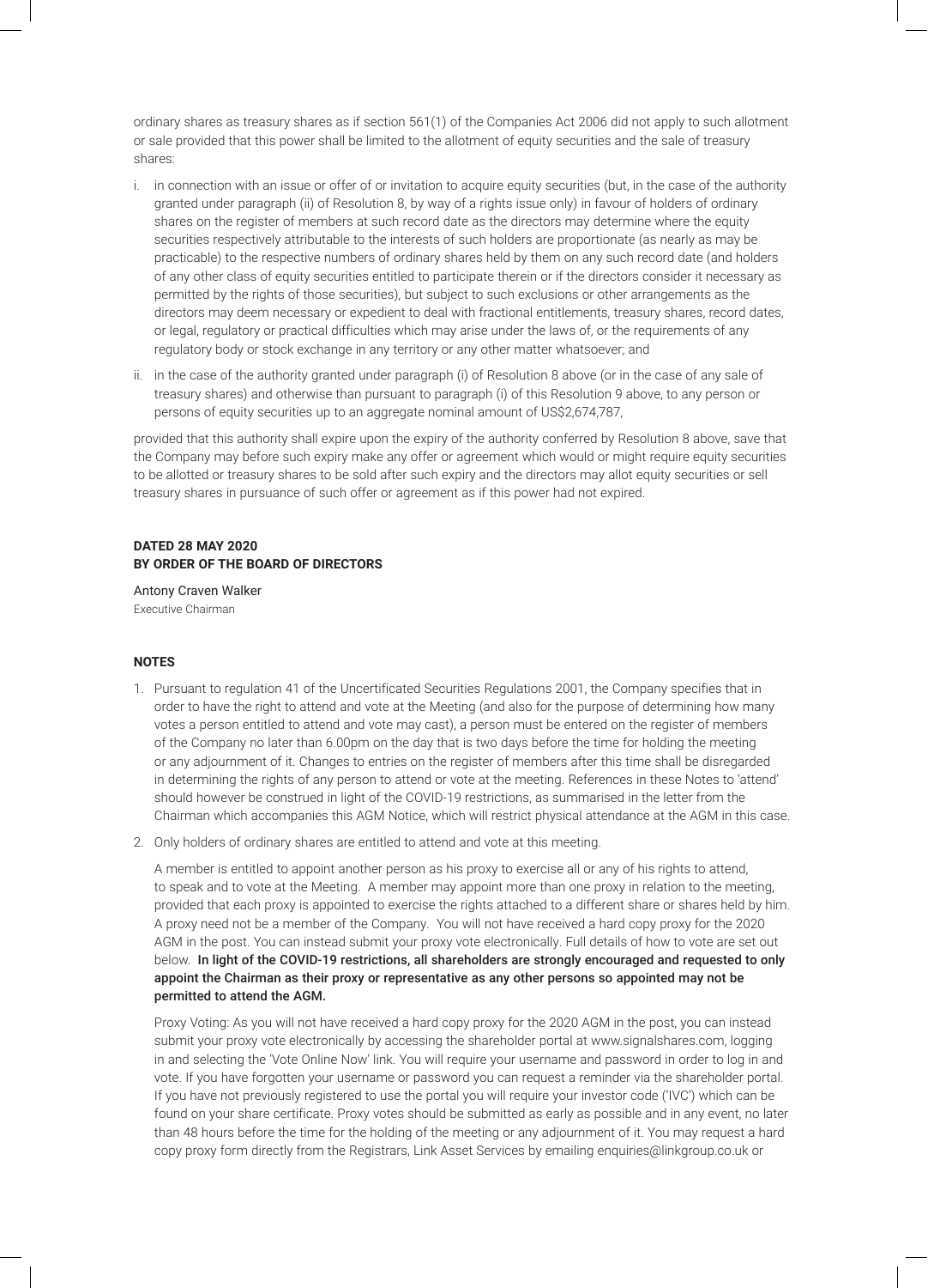ordinary shares as treasury shares as if section 561(1) of the Companies Act 2006 did not apply to such allotment or sale provided that this power shall be limited to the allotment of equity securities and the sale of treasury shares:

i. in connection with an issue or offer of or invitation to acquire equity securities (but, in the case of the authority granted under paragraph (ii) of Resolution 8, by way of a rights issue only) in favour of holders of ordinary shares on the register of members at such record date as the directors may determine where the equity securities respectively attributable to the interests of such holders are proportionate (as nearly as may be practicable) to the respective numbers of ordinary shares held by them on any such record date (and holders of any other class of equity securities entitled to participate therein or if the directors consider it necessary as permitted by the rights of those securities), but subject to such exclusions or other arrangements as the directors may deem necessary or expedient to deal with fractional entitlements, treasury shares, record dates, or legal, regulatory or practical difficulties which may arise under the laws of, or the requirements of any regulatory body or stock exchange in any territory or any other matter whatsoever; and

ii. in the case of the authority granted under paragraph (i) of Resolution 8 above (or in the case of any sale of treasury shares) and otherwise than pursuant to paragraph (i) of this Resolution 9 above, to any person or persons of equity securities up to an aggregate nominal amount of US$2,674,787,

provided that this authority shall expire upon the expiry of the authority conferred by Resolution 8 above, save that the Company may before such expiry make any offer or agreement which would or might require equity securities to be allotted or treasury shares to be sold after such expiry and the directors may allot equity securities or sell treasury shares in pursuance of such offer or agreement as if this power had not expired.

**DATED 28 MAY 2020**
**BY ORDER OF THE BOARD OF DIRECTORS**

Antony Craven Walker
Executive Chairman

**NOTES**

1. Pursuant to regulation 41 of the Uncertificated Securities Regulations 2001, the Company specifies that in order to have the right to attend and vote at the Meeting (and also for the purpose of determining how many votes a person entitled to attend and vote may cast), a person must be entered on the register of members of the Company no later than 6.00pm on the day that is two days before the time for holding the meeting or any adjournment of it. Changes to entries on the register of members after this time shall be disregarded in determining the rights of any person to attend or vote at the meeting. References in these Notes to 'attend' should however be construed in light of the COVID-19 restrictions, as summarised in the letter from the Chairman which accompanies this AGM Notice, which will restrict physical attendance at the AGM in this case.

2. Only holders of ordinary shares are entitled to attend and vote at this meeting.

   A member is entitled to appoint another person as his proxy to exercise all or any of his rights to attend, to speak and to vote at the Meeting. A member may appoint more than one proxy in relation to the meeting, provided that each proxy is appointed to exercise the rights attached to a different share or shares held by him. A proxy need not be a member of the Company. You will not have received a hard copy proxy for the 2020 AGM in the post. You can instead submit your proxy vote electronically. Full details of how to vote are set out below. **In light of the COVID-19 restrictions, all shareholders are strongly encouraged and requested to only appoint the Chairman as their proxy or representative as any other persons so appointed may not be permitted to attend the AGM.**

   Proxy Voting: As you will not have received a hard copy proxy for the 2020 AGM in the post, you can instead submit your proxy vote electronically by accessing the shareholder portal at www.signalshares.com, logging in and selecting the 'Vote Online Now' link. You will require your username and password in order to log in and vote. If you have forgotten your username or password you can request a reminder via the shareholder portal. If you have not previously registered to use the portal you will require your investor code ('IVC') which can be found on your share certificate. Proxy votes should be submitted as early as possible and in any event, no later than 48 hours before the time for the holding of the meeting or any adjournment of it. You may request a hard copy proxy form directly from the Registrars, Link Asset Services by emailing enquiries@linkgroup.co.uk or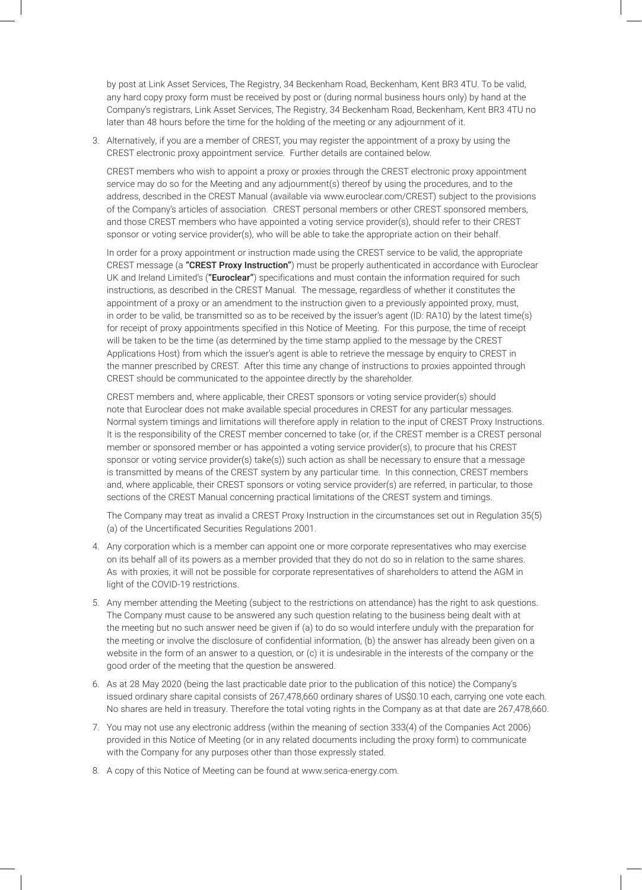by post at Link Asset Services, The Registry, 34 Beckenham Road, Beckenham, Kent BR3 4TU. To be valid, any hard copy proxy form must be received by post or (during normal business hours only) by hand at the Company's registrars, Link Asset Services, The Registry, 34 Beckenham Road, Beckenham, Kent BR3 4TU no later than 48 hours before the time for the holding of the meeting or any adjournment of it.

3. Alternatively, if you are a member of CREST, you may register the appointment of a proxy by using the CREST electronic proxy appointment service. Further details are contained below.

   CREST members who wish to appoint a proxy or proxies through the CREST electronic proxy appointment service may do so for the Meeting and any adjournment(s) thereof by using the procedures, and to the address, described in the CREST Manual (available via www.euroclear.com/CREST) subject to the provisions of the Company's articles of association. CREST personal members or other CREST sponsored members, and those CREST members who have appointed a voting service provider(s), should refer to their CREST sponsor or voting service provider(s), who will be able to take the appropriate action on their behalf.

   In order for a proxy appointment or instruction made using the CREST service to be valid, the appropriate CREST message (a **"CREST Proxy Instruction"**) must be properly authenticated in accordance with Euroclear UK and Ireland Limited's (**"Euroclear"**) specifications and must contain the information required for such instructions, as described in the CREST Manual. The message, regardless of whether it constitutes the appointment of a proxy or an amendment to the instruction given to a previously appointed proxy, must, in order to be valid, be transmitted so as to be received by the issuer's agent (ID: RA10) by the latest time(s) for receipt of proxy appointments specified in this Notice of Meeting. For this purpose, the time of receipt will be taken to be the time (as determined by the time stamp applied to the message by the CREST Applications Host) from which the issuer's agent is able to retrieve the message by enquiry to CREST in the manner prescribed by CREST. After this time any change of instructions to proxies appointed through CREST should be communicated to the appointee directly by the shareholder.

   CREST members and, where applicable, their CREST sponsors or voting service provider(s) should note that Euroclear does not make available special procedures in CREST for any particular messages. Normal system timings and limitations will therefore apply in relation to the input of CREST Proxy Instructions. It is the responsibility of the CREST member concerned to take (or, if the CREST member is a CREST personal member or sponsored member or has appointed a voting service provider(s), to procure that his CREST sponsor or voting service provider(s) take(s)) such action as shall be necessary to ensure that a message is transmitted by means of the CREST system by any particular time. In this connection, CREST members and, where applicable, their CREST sponsors or voting service provider(s) are referred, in particular, to those sections of the CREST Manual concerning practical limitations of the CREST system and timings.

   The Company may treat as invalid a CREST Proxy Instruction in the circumstances set out in Regulation 35(5)(a) of the Uncertificated Securities Regulations 2001.

4. Any corporation which is a member can appoint one or more corporate representatives who may exercise on its behalf all of its powers as a member provided that they do not do so in relation to the same shares. As with proxies, it will not be possible for corporate representatives of shareholders to attend the AGM in light of the COVID-19 restrictions.

5. Any member attending the Meeting (subject to the restrictions on attendance) has the right to ask questions. The Company must cause to be answered any such question relating to the business being dealt with at the meeting but no such answer need be given if (a) to do so would interfere unduly with the preparation for the meeting or involve the disclosure of confidential information, (b) the answer has already been given on a website in the form of an answer to a question, or (c) it is undesirable in the interests of the company or the good order of the meeting that the question be answered.

6. As at 28 May 2020 (being the last practicable date prior to the publication of this notice) the Company's issued ordinary share capital consists of 267,478,660 ordinary shares of US$0.10 each, carrying one vote each. No shares are held in treasury. Therefore the total voting rights in the Company as at that date are 267,478,660.

7. You may not use any electronic address (within the meaning of section 333(4) of the Companies Act 2006) provided in this Notice of Meeting (or in any related documents including the proxy form) to communicate with the Company for any purposes other than those expressly stated.

8. A copy of this Notice of Meeting can be found at www.serica-energy.com.